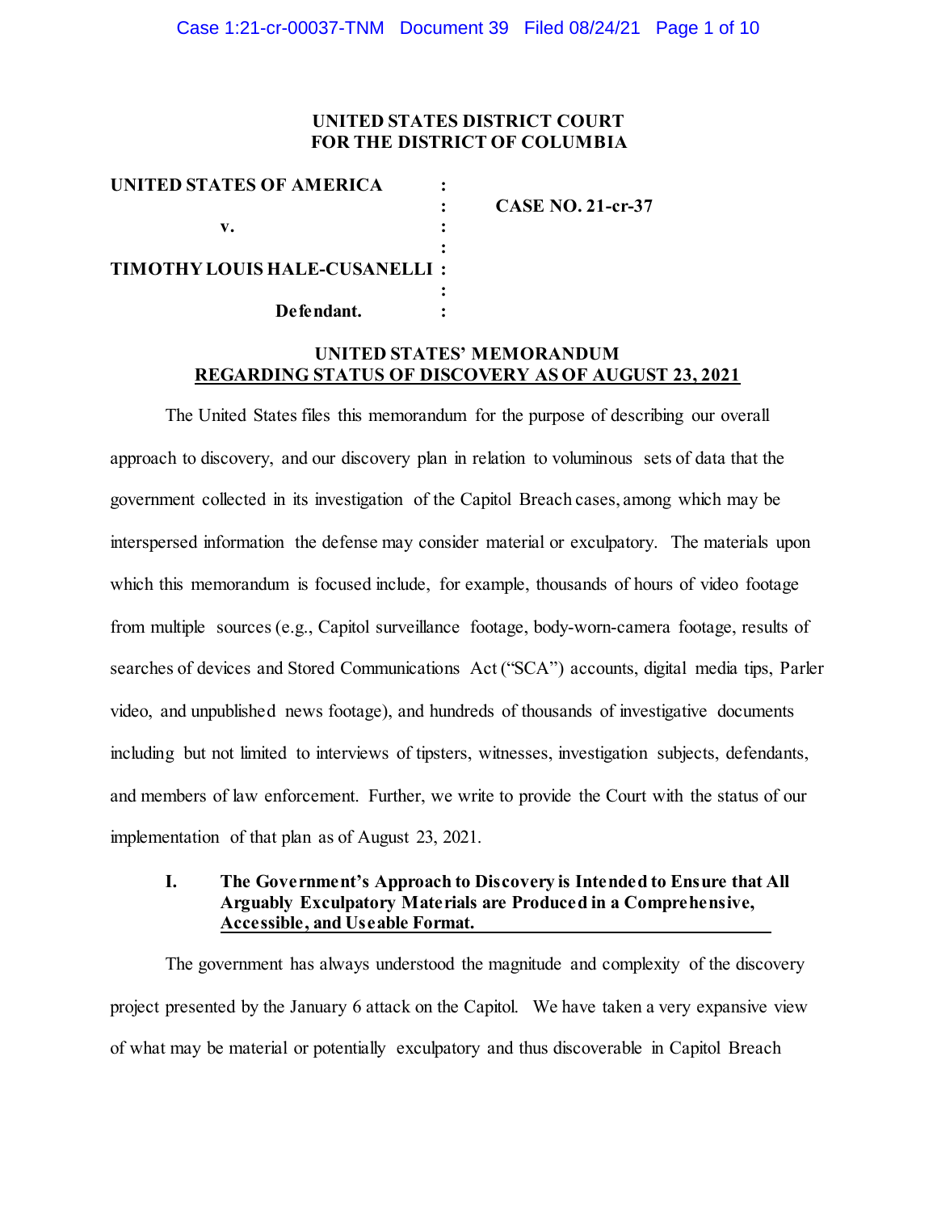**UNITED STATES DISTRICT COURT**
**FOR THE DISTRICT OF COLUMBIA**

| | | |
|---|---|---|
| **UNITED STATES OF AMERICA** | : | |
| | : | **CASE NO. 21-cr-37** |
| **v.** | : | |
| | : | |
| **TIMOTHY LOUIS HALE-CUSANELLI** | : | |
| | : | |
| **Defendant.** | : | |

**UNITED STATES' MEMORANDUM**
**REGARDING STATUS OF DISCOVERY AS OF AUGUST 23, 2021**

The United States files this memorandum for the purpose of describing our overall approach to discovery, and our discovery plan in relation to voluminous sets of data that the government collected in its investigation of the Capitol Breach cases, among which may be interspersed information the defense may consider material or exculpatory. The materials upon which this memorandum is focused include, for example, thousands of hours of video footage from multiple sources (e.g., Capitol surveillance footage, body-worn-camera footage, results of searches of devices and Stored Communications Act ("SCA") accounts, digital media tips, Parler video, and unpublished news footage), and hundreds of thousands of investigative documents including but not limited to interviews of tipsters, witnesses, investigation subjects, defendants, and members of law enforcement. Further, we write to provide the Court with the status of our implementation of that plan as of August 23, 2021.

## I. The Government's Approach to Discovery is Intended to Ensure that All Arguably Exculpatory Materials are Produced in a Comprehensive, Accessible, and Useable Format.

The government has always understood the magnitude and complexity of the discovery project presented by the January 6 attack on the Capitol. We have taken a very expansive view of what may be material or potentially exculpatory and thus discoverable in Capitol Breach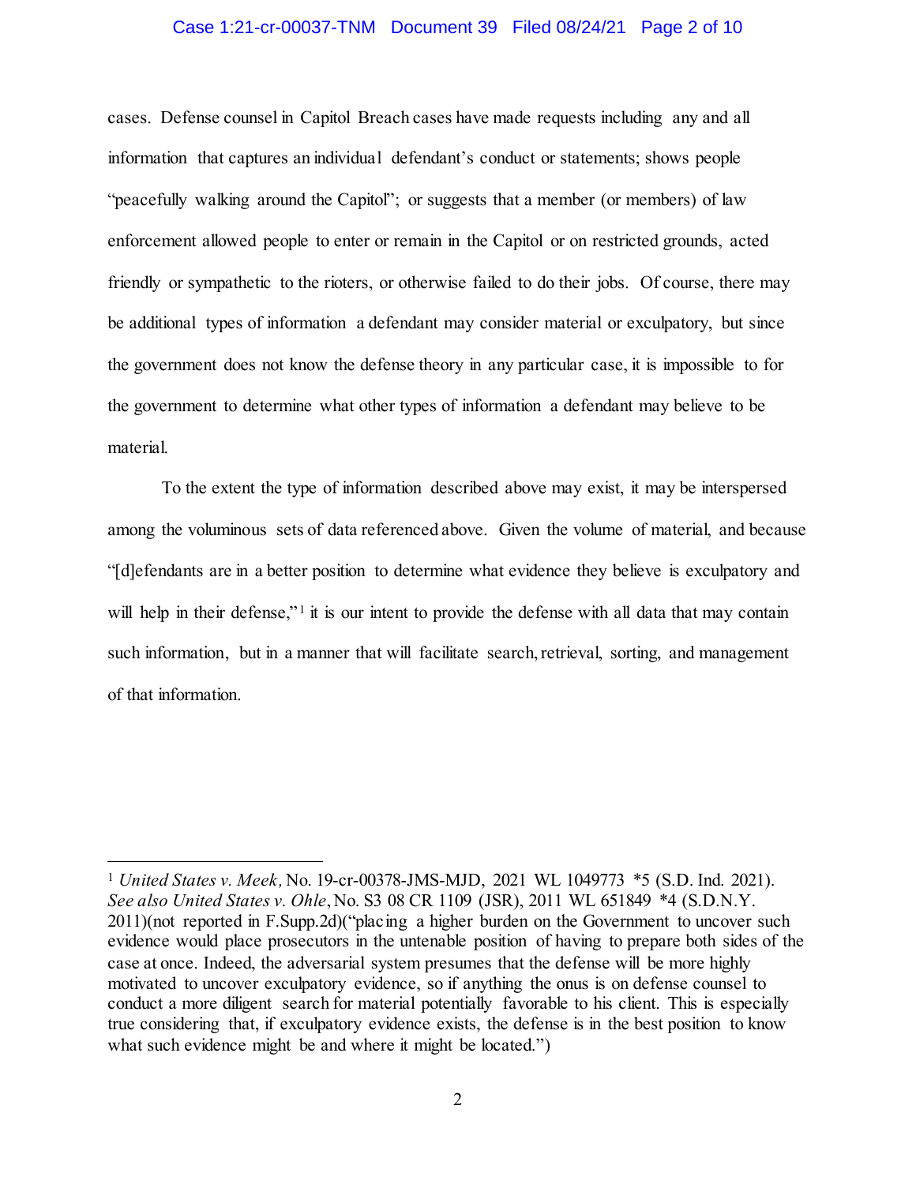cases. Defense counsel in Capitol Breach cases have made requests including any and all information that captures an individual defendant's conduct or statements; shows people "peacefully walking around the Capitol"; or suggests that a member (or members) of law enforcement allowed people to enter or remain in the Capitol or on restricted grounds, acted friendly or sympathetic to the rioters, or otherwise failed to do their jobs. Of course, there may be additional types of information a defendant may consider material or exculpatory, but since the government does not know the defense theory in any particular case, it is impossible to for the government to determine what other types of information a defendant may believe to be material.

To the extent the type of information described above may exist, it may be interspersed among the voluminous sets of data referenced above. Given the volume of material, and because "[d]efendants are in a better position to determine what evidence they believe is exculpatory and will help in their defense,"[1] it is our intent to provide the defense with all data that may contain such information, but in a manner that will facilitate search, retrieval, sorting, and management of that information.

---

[1] *United States v. Meek,* No. 19-cr-00378-JMS-MJD, 2021 WL 1049773 *5 (S.D. Ind. 2021). *See also United States v. Ohle*, No. S3 08 CR 1109 (JSR), 2011 WL 651849 *4 (S.D.N.Y. 2011)(not reported in F.Supp.2d)("placing a higher burden on the Government to uncover such evidence would place prosecutors in the untenable position of having to prepare both sides of the case at once. Indeed, the adversarial system presumes that the defense will be more highly motivated to uncover exculpatory evidence, so if anything the onus is on defense counsel to conduct a more diligent search for material potentially favorable to his client. This is especially true considering that, if exculpatory evidence exists, the defense is in the best position to know what such evidence might be and where it might be located.")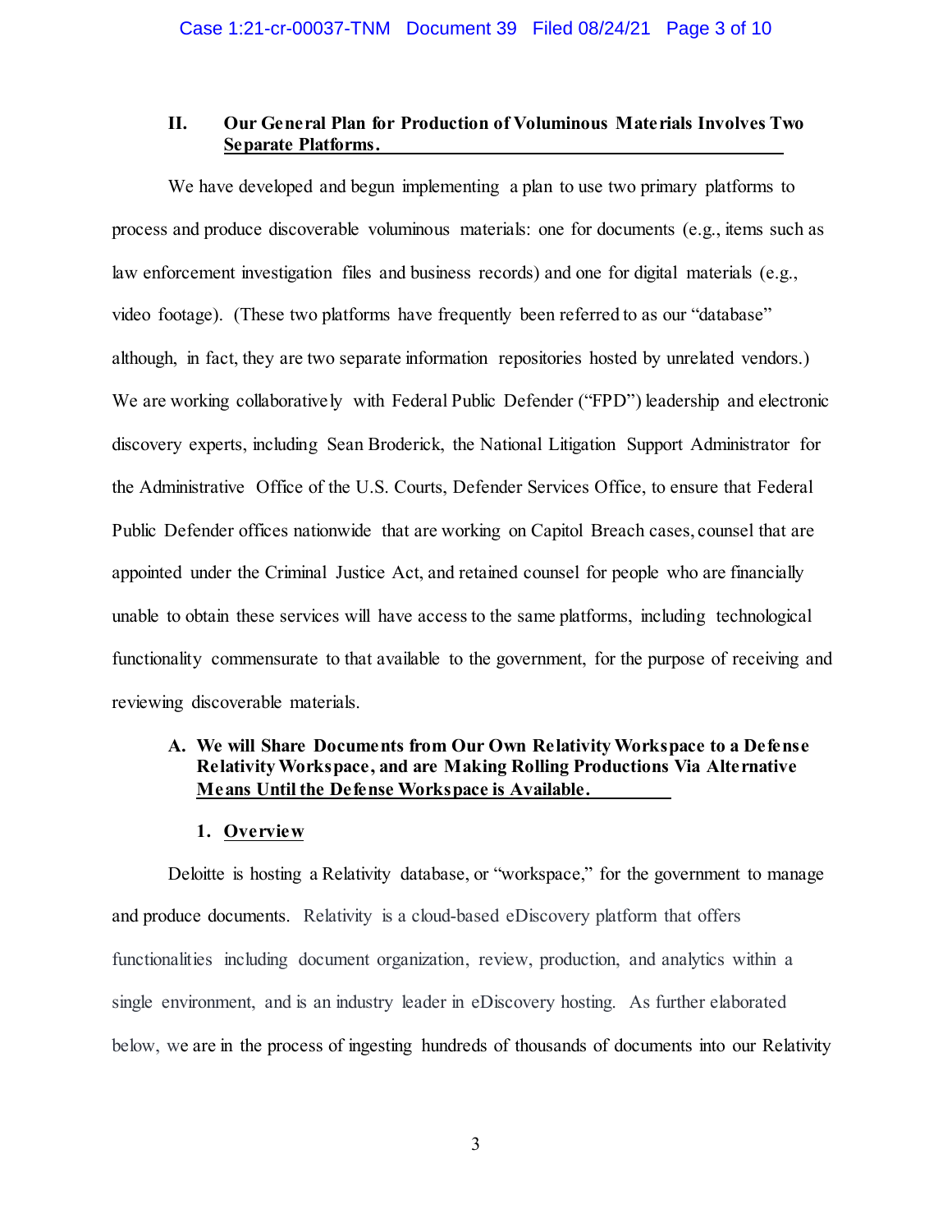## II. Our General Plan for Production of Voluminous Materials Involves Two Separate Platforms.

We have developed and begun implementing a plan to use two primary platforms to process and produce discoverable voluminous materials: one for documents (e.g., items such as law enforcement investigation files and business records) and one for digital materials (e.g., video footage). (These two platforms have frequently been referred to as our "database" although, in fact, they are two separate information repositories hosted by unrelated vendors.) We are working collaboratively with Federal Public Defender ("FPD") leadership and electronic discovery experts, including Sean Broderick, the National Litigation Support Administrator for the Administrative Office of the U.S. Courts, Defender Services Office, to ensure that Federal Public Defender offices nationwide that are working on Capitol Breach cases, counsel that are appointed under the Criminal Justice Act, and retained counsel for people who are financially unable to obtain these services will have access to the same platforms, including technological functionality commensurate to that available to the government, for the purpose of receiving and reviewing discoverable materials.

### A. We will Share Documents from Our Own Relativity Workspace to a Defense Relativity Workspace, and are Making Rolling Productions Via Alternative Means Until the Defense Workspace is Available.

#### 1. Overview

Deloitte is hosting a Relativity database, or "workspace," for the government to manage and produce documents. Relativity is a cloud-based eDiscovery platform that offers functionalities including document organization, review, production, and analytics within a single environment, and is an industry leader in eDiscovery hosting. As further elaborated below, we are in the process of ingesting hundreds of thousands of documents into our Relativity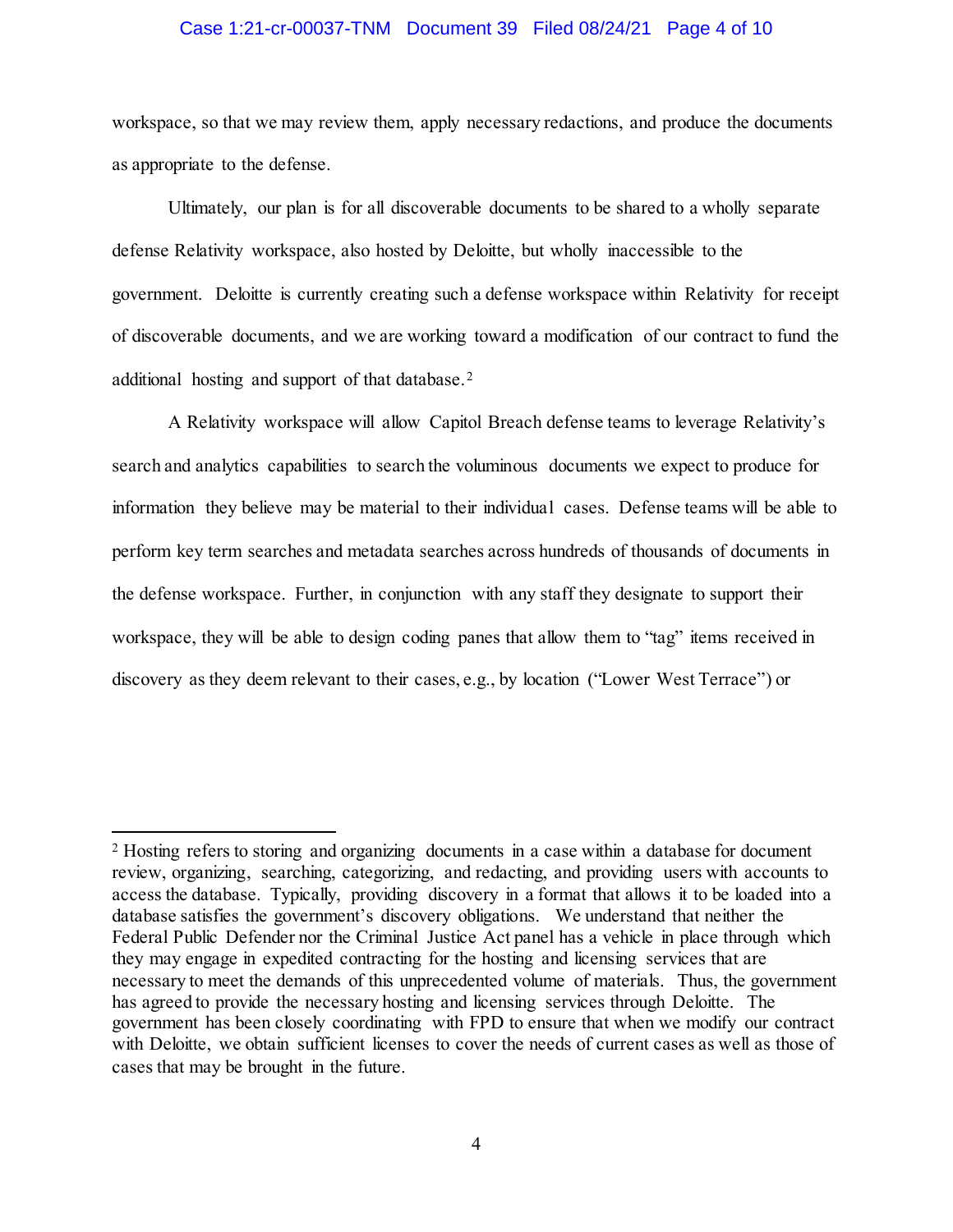workspace, so that we may review them, apply necessary redactions, and produce the documents as appropriate to the defense.

Ultimately, our plan is for all discoverable documents to be shared to a wholly separate defense Relativity workspace, also hosted by Deloitte, but wholly inaccessible to the government. Deloitte is currently creating such a defense workspace within Relativity for receipt of discoverable documents, and we are working toward a modification of our contract to fund the additional hosting and support of that database.[2]

A Relativity workspace will allow Capitol Breach defense teams to leverage Relativity's search and analytics capabilities to search the voluminous documents we expect to produce for information they believe may be material to their individual cases. Defense teams will be able to perform key term searches and metadata searches across hundreds of thousands of documents in the defense workspace. Further, in conjunction with any staff they designate to support their workspace, they will be able to design coding panes that allow them to "tag" items received in discovery as they deem relevant to their cases, e.g., by location ("Lower West Terrace") or

---

[2] Hosting refers to storing and organizing documents in a case within a database for document review, organizing, searching, categorizing, and redacting, and providing users with accounts to access the database. Typically, providing discovery in a format that allows it to be loaded into a database satisfies the government's discovery obligations. We understand that neither the Federal Public Defender nor the Criminal Justice Act panel has a vehicle in place through which they may engage in expedited contracting for the hosting and licensing services that are necessary to meet the demands of this unprecedented volume of materials. Thus, the government has agreed to provide the necessary hosting and licensing services through Deloitte. The government has been closely coordinating with FPD to ensure that when we modify our contract with Deloitte, we obtain sufficient licenses to cover the needs of current cases as well as those of cases that may be brought in the future.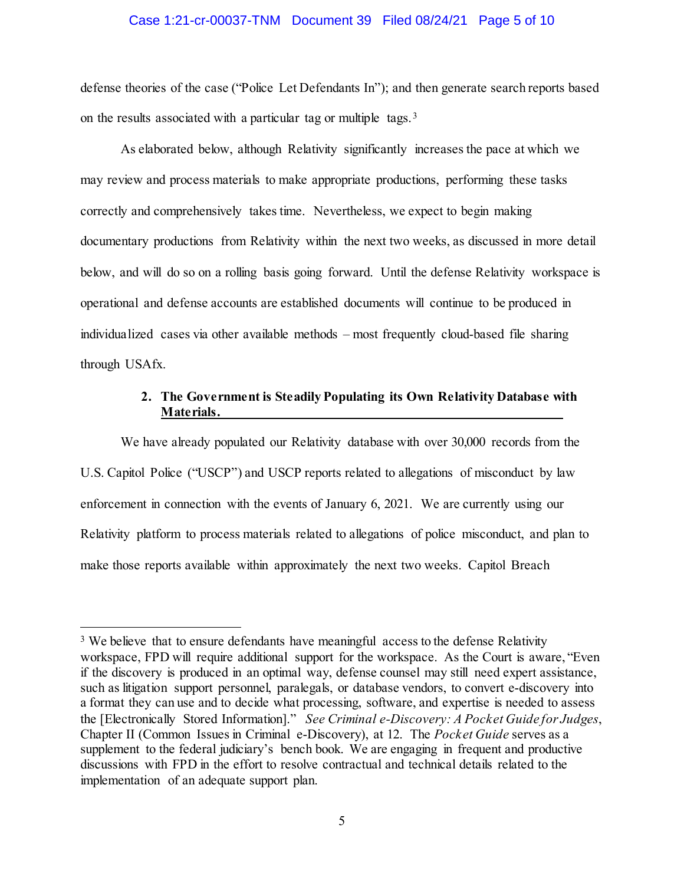defense theories of the case ("Police Let Defendants In"); and then generate search reports based on the results associated with a particular tag or multiple tags.[3]

As elaborated below, although Relativity significantly increases the pace at which we may review and process materials to make appropriate productions, performing these tasks correctly and comprehensively takes time. Nevertheless, we expect to begin making documentary productions from Relativity within the next two weeks, as discussed in more detail below, and will do so on a rolling basis going forward. Until the defense Relativity workspace is operational and defense accounts are established documents will continue to be produced in individualized cases via other available methods – most frequently cloud-based file sharing through USAfx.

### 2. The Government is Steadily Populating its Own Relativity Database with Materials.

We have already populated our Relativity database with over 30,000 records from the U.S. Capitol Police ("USCP") and USCP reports related to allegations of misconduct by law enforcement in connection with the events of January 6, 2021. We are currently using our Relativity platform to process materials related to allegations of police misconduct, and plan to make those reports available within approximately the next two weeks. Capitol Breach

---

[3] We believe that to ensure defendants have meaningful access to the defense Relativity workspace, FPD will require additional support for the workspace. As the Court is aware, "Even if the discovery is produced in an optimal way, defense counsel may still need expert assistance, such as litigation support personnel, paralegals, or database vendors, to convert e-discovery into a format they can use and to decide what processing, software, and expertise is needed to assess the [Electronically Stored Information]." *See Criminal e-Discovery: A Pocket Guide for Judges*, Chapter II (Common Issues in Criminal e-Discovery), at 12. The *Pocket Guide* serves as a supplement to the federal judiciary's bench book. We are engaging in frequent and productive discussions with FPD in the effort to resolve contractual and technical details related to the implementation of an adequate support plan.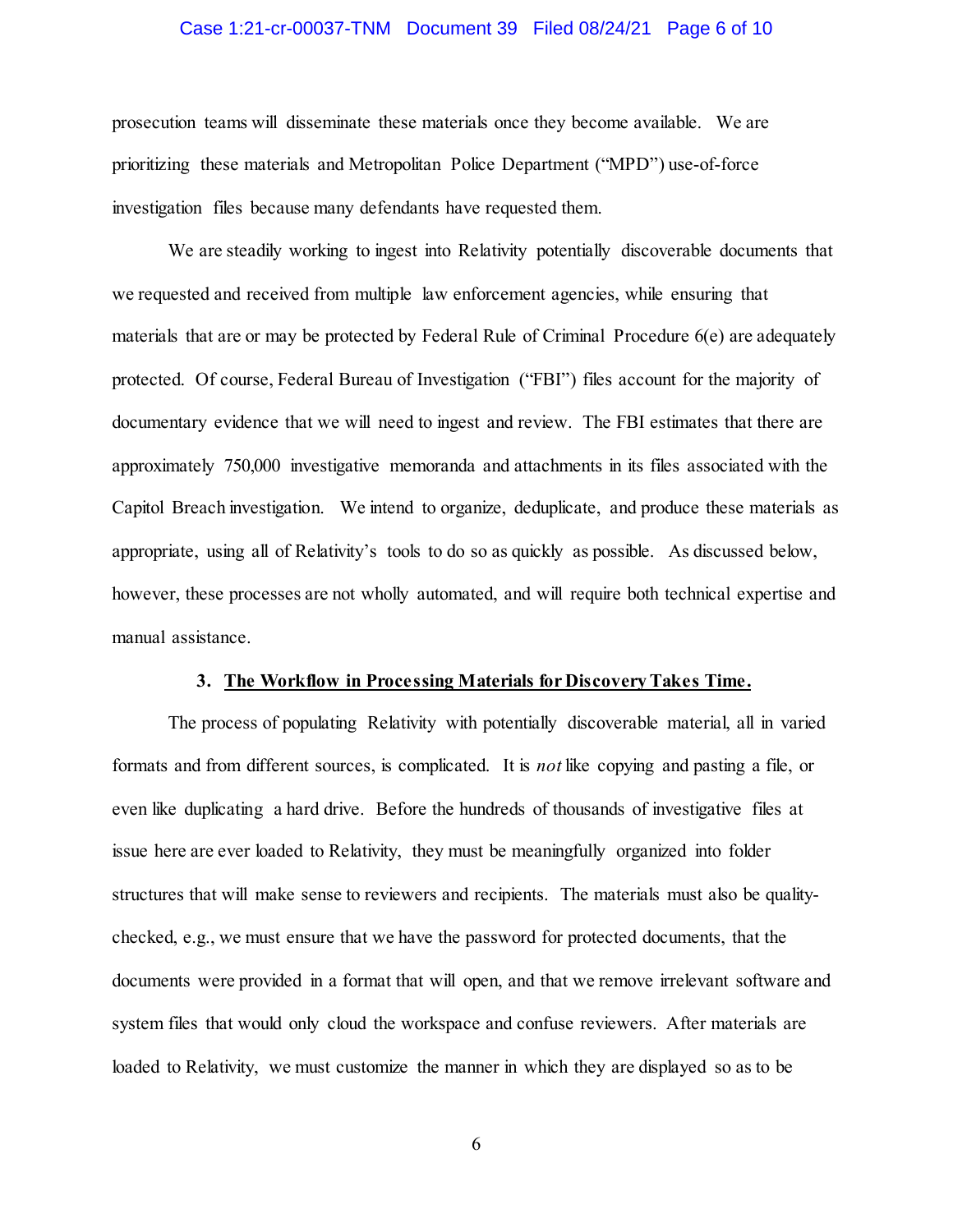prosecution teams will disseminate these materials once they become available. We are prioritizing these materials and Metropolitan Police Department ("MPD") use-of-force investigation files because many defendants have requested them.

We are steadily working to ingest into Relativity potentially discoverable documents that we requested and received from multiple law enforcement agencies, while ensuring that materials that are or may be protected by Federal Rule of Criminal Procedure 6(e) are adequately protected. Of course, Federal Bureau of Investigation ("FBI") files account for the majority of documentary evidence that we will need to ingest and review. The FBI estimates that there are approximately 750,000 investigative memoranda and attachments in its files associated with the Capitol Breach investigation. We intend to organize, deduplicate, and produce these materials as appropriate, using all of Relativity's tools to do so as quickly as possible. As discussed below, however, these processes are not wholly automated, and will require both technical expertise and manual assistance.

**3. <u>The Workflow in Processing Materials for Discovery Takes Time.</u>**

The process of populating Relativity with potentially discoverable material, all in varied formats and from different sources, is complicated. It is *not* like copying and pasting a file, or even like duplicating a hard drive. Before the hundreds of thousands of investigative files at issue here are ever loaded to Relativity, they must be meaningfully organized into folder structures that will make sense to reviewers and recipients. The materials must also be quality-checked, e.g., we must ensure that we have the password for protected documents, that the documents were provided in a format that will open, and that we remove irrelevant software and system files that would only cloud the workspace and confuse reviewers. After materials are loaded to Relativity, we must customize the manner in which they are displayed so as to be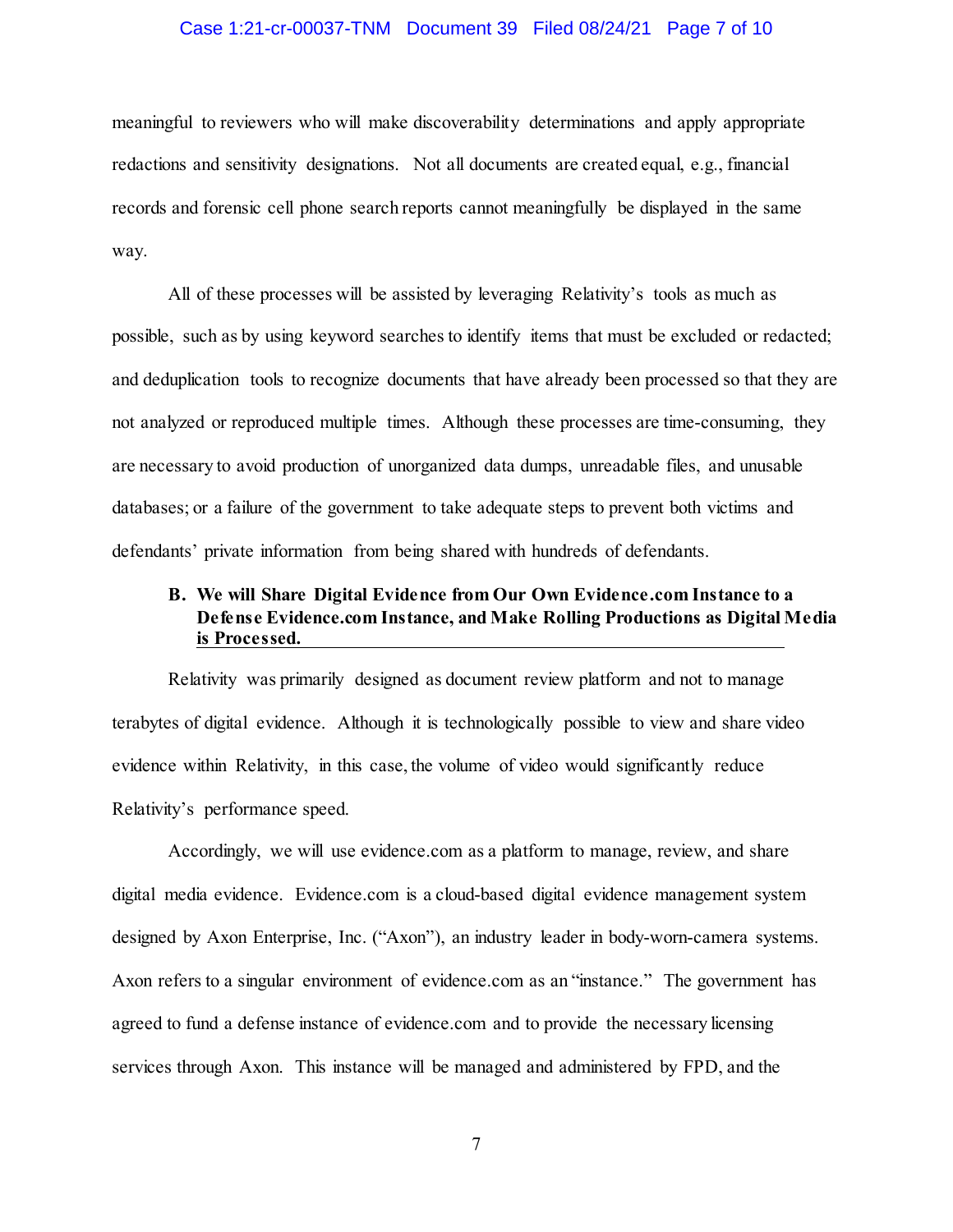meaningful to reviewers who will make discoverability determinations and apply appropriate redactions and sensitivity designations. Not all documents are created equal, e.g., financial records and forensic cell phone search reports cannot meaningfully be displayed in the same way.

All of these processes will be assisted by leveraging Relativity's tools as much as possible, such as by using keyword searches to identify items that must be excluded or redacted; and deduplication tools to recognize documents that have already been processed so that they are not analyzed or reproduced multiple times. Although these processes are time-consuming, they are necessary to avoid production of unorganized data dumps, unreadable files, and unusable databases; or a failure of the government to take adequate steps to prevent both victims and defendants' private information from being shared with hundreds of defendants.

### B. We will Share Digital Evidence from Our Own Evidence.com Instance to a Defense Evidence.com Instance, and Make Rolling Productions as Digital Media is Processed.

Relativity was primarily designed as document review platform and not to manage terabytes of digital evidence. Although it is technologically possible to view and share video evidence within Relativity, in this case, the volume of video would significantly reduce Relativity's performance speed.

Accordingly, we will use evidence.com as a platform to manage, review, and share digital media evidence. Evidence.com is a cloud-based digital evidence management system designed by Axon Enterprise, Inc. ("Axon"), an industry leader in body-worn-camera systems. Axon refers to a singular environment of evidence.com as an "instance." The government has agreed to fund a defense instance of evidence.com and to provide the necessary licensing services through Axon. This instance will be managed and administered by FPD, and the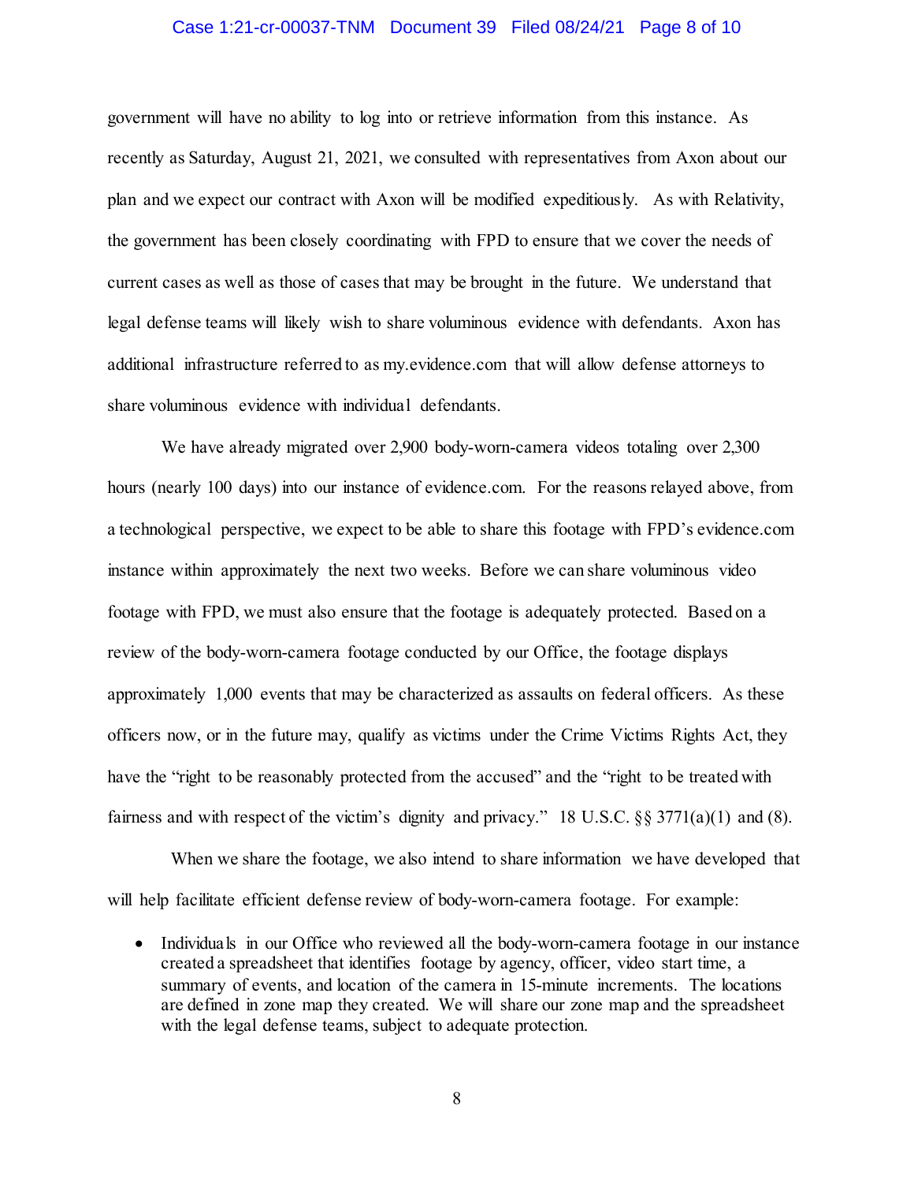government will have no ability to log into or retrieve information from this instance. As recently as Saturday, August 21, 2021, we consulted with representatives from Axon about our plan and we expect our contract with Axon will be modified expeditiously. As with Relativity, the government has been closely coordinating with FPD to ensure that we cover the needs of current cases as well as those of cases that may be brought in the future. We understand that legal defense teams will likely wish to share voluminous evidence with defendants. Axon has additional infrastructure referred to as my.evidence.com that will allow defense attorneys to share voluminous evidence with individual defendants.

We have already migrated over 2,900 body-worn-camera videos totaling over 2,300 hours (nearly 100 days) into our instance of evidence.com. For the reasons relayed above, from a technological perspective, we expect to be able to share this footage with FPD's evidence.com instance within approximately the next two weeks. Before we can share voluminous video footage with FPD, we must also ensure that the footage is adequately protected. Based on a review of the body-worn-camera footage conducted by our Office, the footage displays approximately 1,000 events that may be characterized as assaults on federal officers. As these officers now, or in the future may, qualify as victims under the Crime Victims Rights Act, they have the "right to be reasonably protected from the accused" and the "right to be treated with fairness and with respect of the victim's dignity and privacy." 18 U.S.C. §§ 3771(a)(1) and (8).

When we share the footage, we also intend to share information we have developed that will help facilitate efficient defense review of body-worn-camera footage. For example:

- Individuals in our Office who reviewed all the body-worn-camera footage in our instance created a spreadsheet that identifies footage by agency, officer, video start time, a summary of events, and location of the camera in 15-minute increments. The locations are defined in zone map they created. We will share our zone map and the spreadsheet with the legal defense teams, subject to adequate protection.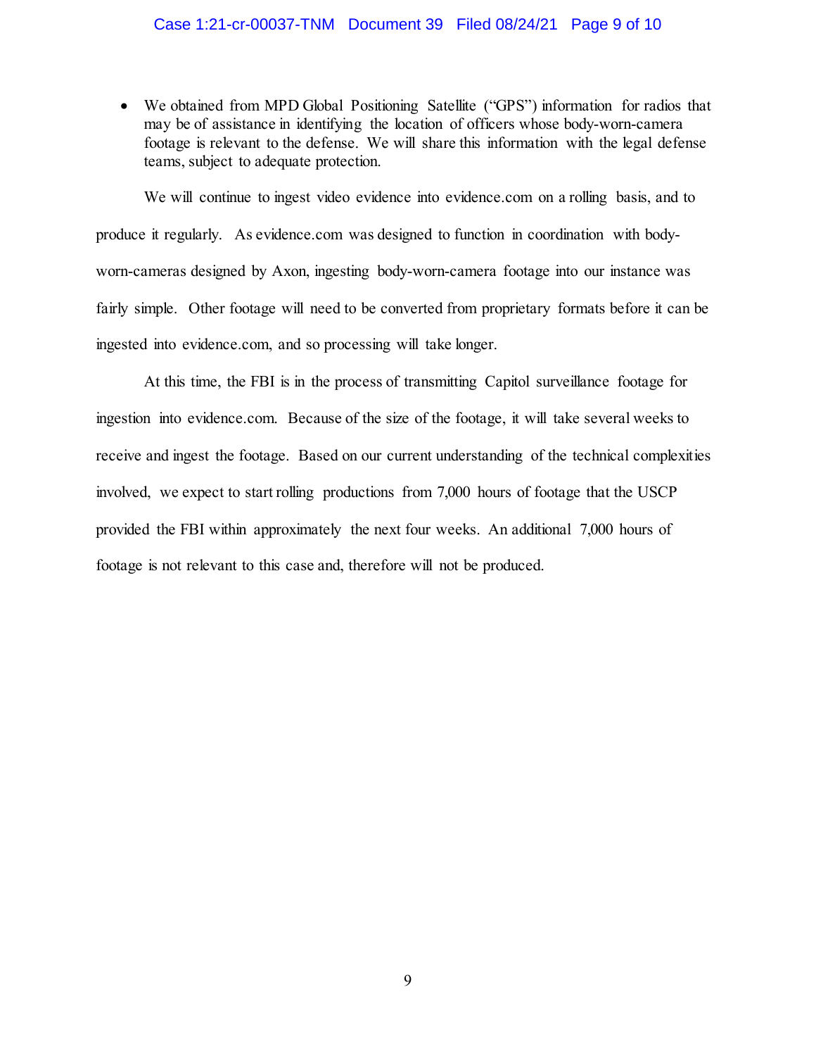- We obtained from MPD Global Positioning Satellite ("GPS") information for radios that may be of assistance in identifying the location of officers whose body-worn-camera footage is relevant to the defense. We will share this information with the legal defense teams, subject to adequate protection.

We will continue to ingest video evidence into evidence.com on a rolling basis, and to produce it regularly. As evidence.com was designed to function in coordination with body-worn-cameras designed by Axon, ingesting body-worn-camera footage into our instance was fairly simple. Other footage will need to be converted from proprietary formats before it can be ingested into evidence.com, and so processing will take longer.

At this time, the FBI is in the process of transmitting Capitol surveillance footage for ingestion into evidence.com. Because of the size of the footage, it will take several weeks to receive and ingest the footage. Based on our current understanding of the technical complexities involved, we expect to start rolling productions from 7,000 hours of footage that the USCP provided the FBI within approximately the next four weeks. An additional 7,000 hours of footage is not relevant to this case and, therefore will not be produced.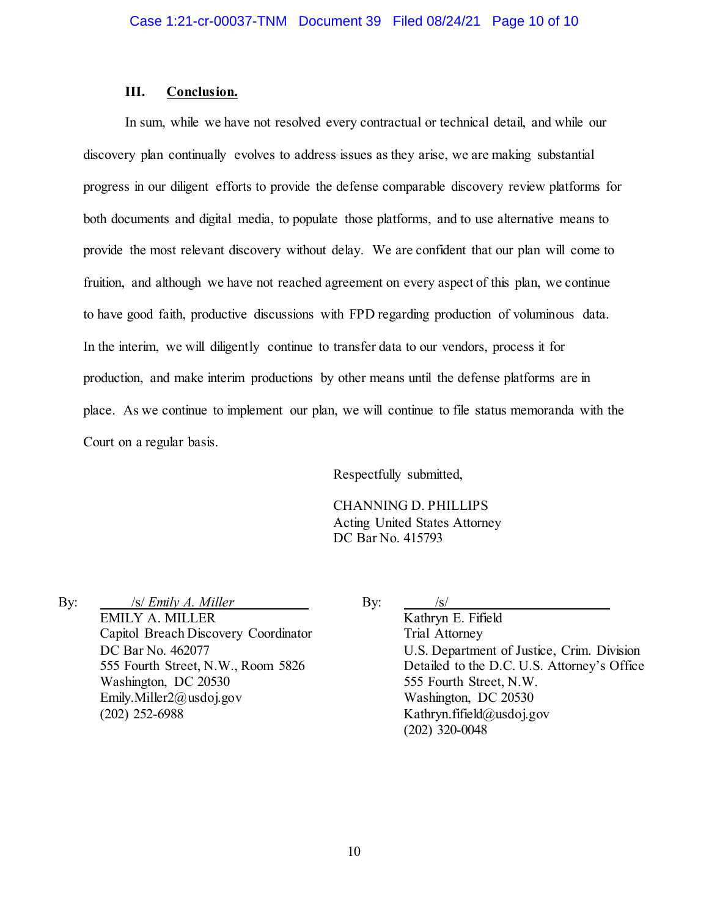### III. **Conclusion.**

In sum, while we have not resolved every contractual or technical detail, and while our discovery plan continually evolves to address issues as they arise, we are making substantial progress in our diligent efforts to provide the defense comparable discovery review platforms for both documents and digital media, to populate those platforms, and to use alternative means to provide the most relevant discovery without delay. We are confident that our plan will come to fruition, and although we have not reached agreement on every aspect of this plan, we continue to have good faith, productive discussions with FPD regarding production of voluminous data. In the interim, we will diligently continue to transfer data to our vendors, process it for production, and make interim productions by other means until the defense platforms are in place. As we continue to implement our plan, we will continue to file status memoranda with the Court on a regular basis.

Respectfully submitted,

CHANNING D. PHILLIPS
Acting United States Attorney
DC Bar No. 415793

By: /s/ *Emily A. Miller*
EMILY A. MILLER
Capitol Breach Discovery Coordinator
DC Bar No. 462077
555 Fourth Street, N.W., Room 5826
Washington, DC 20530
Emily.Miller2@usdoj.gov
(202) 252-6988

By: /s/
Kathryn E. Fifield
Trial Attorney
U.S. Department of Justice, Crim. Division
Detailed to the D.C. U.S. Attorney's Office
555 Fourth Street, N.W.
Washington, DC 20530
Kathryn.fifield@usdoj.gov
(202) 320-0048